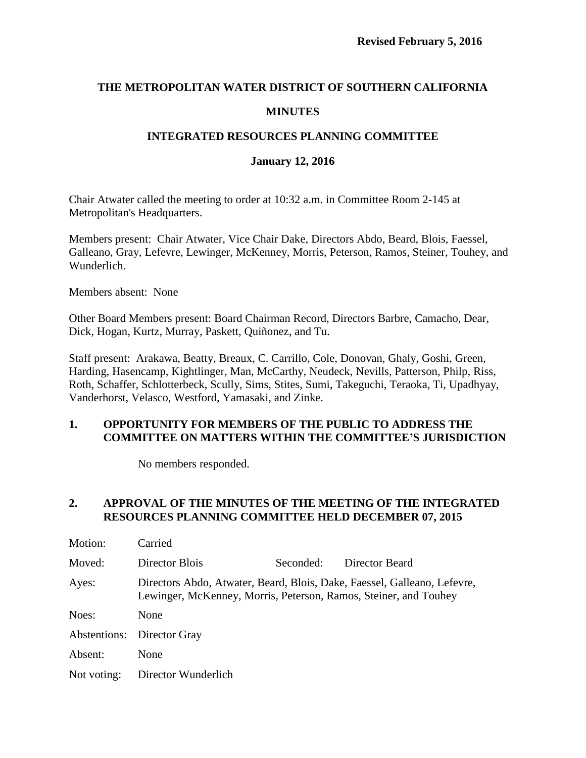**Revised February 5, 2016**

# THE METROPOLITAN WATER DISTRICT OF SOUTHERN CALIFORNIA

## MINUTES

## INTEGRATED RESOURCES PLANNING COMMITTEE

### January 12, 2016

Chair Atwater called the meeting to order at 10:32 a.m. in Committee Room 2-145 at Metropolitan's Headquarters.

Members present: Chair Atwater, Vice Chair Dake, Directors Abdo, Beard, Blois, Faessel, Galleano, Gray, Lefevre, Lewinger, McKenney, Morris, Peterson, Ramos, Steiner, Touhey, and Wunderlich.

Members absent: None

Other Board Members present: Board Chairman Record, Directors Barbre, Camacho, Dear, Dick, Hogan, Kurtz, Murray, Paskett, Quiñonez, and Tu.

Staff present: Arakawa, Beatty, Breaux, C. Carrillo, Cole, Donovan, Ghaly, Goshi, Green, Harding, Hasencamp, Kightlinger, Man, McCarthy, Neudeck, Nevills, Patterson, Philp, Riss, Roth, Schaffer, Schlotterbeck, Scully, Sims, Stites, Sumi, Takeguchi, Teraoka, Ti, Upadhyay, Vanderhorst, Velasco, Westford, Yamasaki, and Zinke.

### 1. OPPORTUNITY FOR MEMBERS OF THE PUBLIC TO ADDRESS THE COMMITTEE ON MATTERS WITHIN THE COMMITTEE'S JURISDICTION

No members responded.

### 2. APPROVAL OF THE MINUTES OF THE MEETING OF THE INTEGRATED RESOURCES PLANNING COMMITTEE HELD DECEMBER 07, 2015

Motion: Carried

Moved: Director Blois    Seconded: Director Beard

Ayes: Directors Abdo, Atwater, Beard, Blois, Dake, Faessel, Galleano, Lefevre, Lewinger, McKenney, Morris, Peterson, Ramos, Steiner, and Touhey

Noes: None

Abstentions: Director Gray

Absent: None

Not voting: Director Wunderlich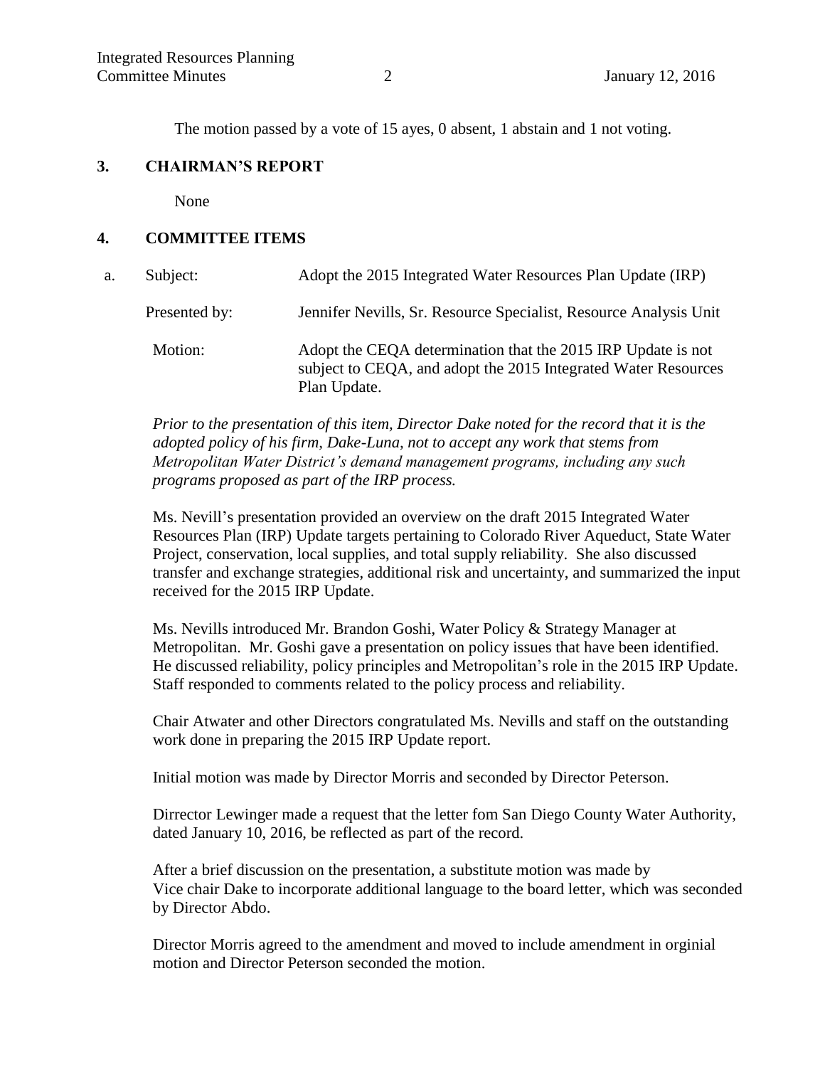The motion passed by a vote of 15 ayes, 0 absent, 1 abstain and 1 not voting.

## 3. CHAIRMAN'S REPORT

None

## 4. COMMITTEE ITEMS

a. Subject: Adopt the 2015 Integrated Water Resources Plan Update (IRP)

Presented by: Jennifer Nevills, Sr. Resource Specialist, Resource Analysis Unit

Motion: Adopt the CEQA determination that the 2015 IRP Update is not subject to CEQA, and adopt the 2015 Integrated Water Resources Plan Update.

*Prior to the presentation of this item, Director Dake noted for the record that it is the adopted policy of his firm, Dake-Luna, not to accept any work that stems from Metropolitan Water District's demand management programs, including any such programs proposed as part of the IRP process.*

Ms. Nevill's presentation provided an overview on the draft 2015 Integrated Water Resources Plan (IRP) Update targets pertaining to Colorado River Aqueduct, State Water Project, conservation, local supplies, and total supply reliability. She also discussed transfer and exchange strategies, additional risk and uncertainty, and summarized the input received for the 2015 IRP Update.

Ms. Nevills introduced Mr. Brandon Goshi, Water Policy & Strategy Manager at Metropolitan. Mr. Goshi gave a presentation on policy issues that have been identified. He discussed reliability, policy principles and Metropolitan's role in the 2015 IRP Update. Staff responded to comments related to the policy process and reliability.

Chair Atwater and other Directors congratulated Ms. Nevills and staff on the outstanding work done in preparing the 2015 IRP Update report.

Initial motion was made by Director Morris and seconded by Director Peterson.

Dirrector Lewinger made a request that the letter fom San Diego County Water Authority, dated January 10, 2016, be reflected as part of the record.

After a brief discussion on the presentation, a substitute motion was made by Vice chair Dake to incorporate additional language to the board letter, which was seconded by Director Abdo.

Director Morris agreed to the amendment and moved to include amendment in orginial motion and Director Peterson seconded the motion.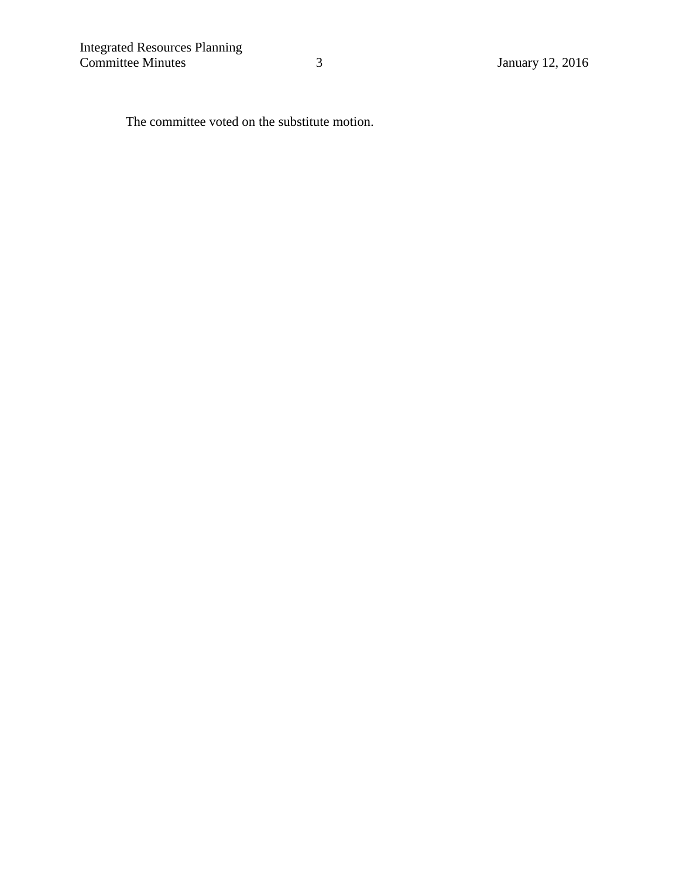The committee voted on the substitute motion.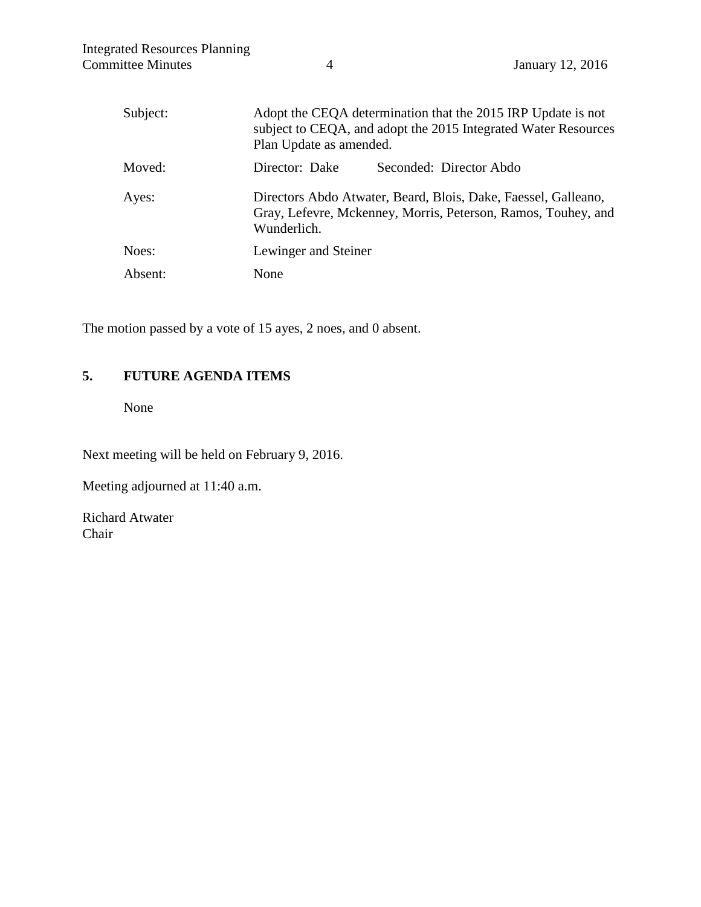| | |
|---|---|
| Subject: | Adopt the CEQA determination that the 2015 IRP Update is not subject to CEQA, and adopt the 2015 Integrated Water Resources Plan Update as amended. |
| Moved: | Director: Dake Seconded: Director Abdo |
| Ayes: | Directors Abdo Atwater, Beard, Blois, Dake, Faessel, Galleano, Gray, Lefevre, Mckenney, Morris, Peterson, Ramos, Touhey, and Wunderlich. |
| Noes: | Lewinger and Steiner |
| Absent: | None |

The motion passed by a vote of 15 ayes, 2 noes, and 0 absent.

## 5. FUTURE AGENDA ITEMS

None

Next meeting will be held on February 9, 2016.

Meeting adjourned at 11:40 a.m.

Richard Atwater
Chair